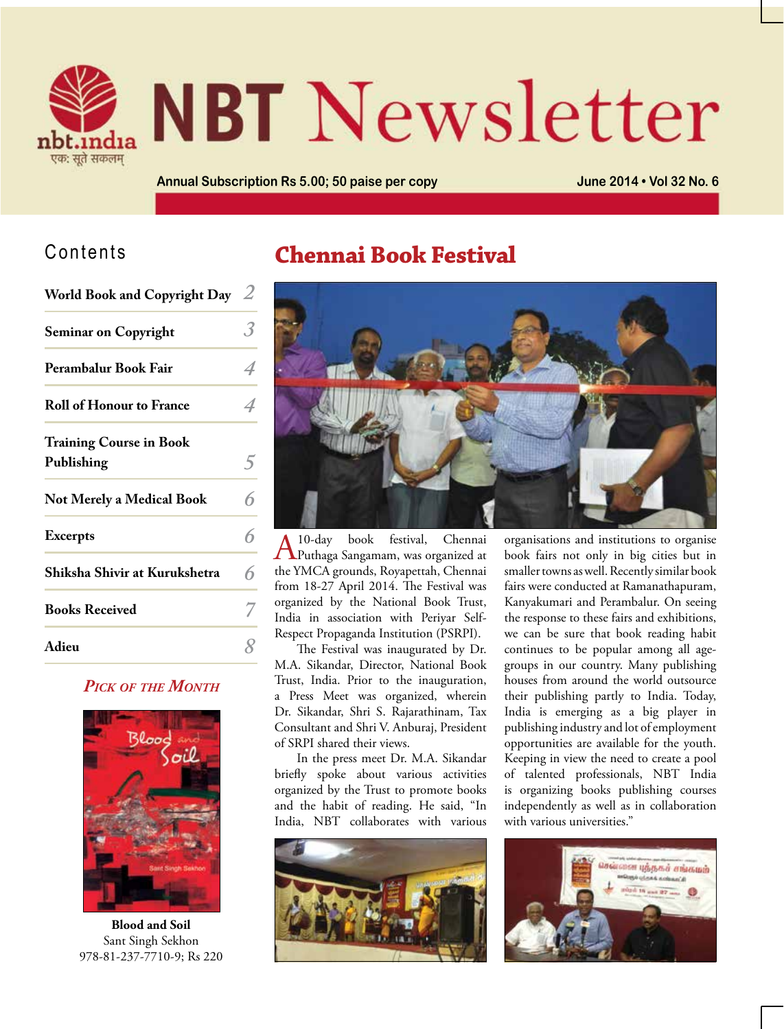# NBT Newsletter

nbt.india
एक: सूते सकलम्

Annual Subscription Rs 5.00; 50 paise per copy

June 2014 • Vol 32 No. 6

## Contents

| | |
|---|---|
| World Book and Copyright Day | 2 |
| Seminar on Copyright | 3 |
| Perambalur Book Fair | 4 |
| Roll of Honour to France | 4 |
| Training Course in Book Publishing | 5 |
| Not Merely a Medical Book | 6 |
| Excerpts | 6 |
| Shiksha Shivir at Kurukshetra | 6 |
| Books Received | 7 |
| Adieu | 8 |

*Pick of the Month*

**Blood and Soil**
Sant Singh Sekhon
978-81-237-7710-9; Rs 220

# Chennai Book Festival

A 10-day book festival, Chennai Puthaga Sangamam, was organized at the YMCA grounds, Royapettah, Chennai from 18-27 April 2014. The Festival was organized by the National Book Trust, India in association with Periyar Self-Respect Propaganda Institution (PSRPI).

The Festival was inaugurated by Dr. M.A. Sikandar, Director, National Book Trust, India. Prior to the inauguration, a Press Meet was organized, wherein Dr. Sikandar, Shri S. Rajarathinam, Tax Consultant and Shri V. Anburaj, President of SRPI shared their views.

In the press meet Dr. M.A. Sikandar briefly spoke about various activities organized by the Trust to promote books and the habit of reading. He said, "In India, NBT collaborates with various organisations and institutions to organise book fairs not only in big cities but in smaller towns as well. Recently similar book fairs were conducted at Ramanathapuram, Kanyakumari and Perambalur. On seeing the response to these fairs and exhibitions, we can be sure that book reading habit continues to be popular among all age-groups in our country. Many publishing houses from around the world outsource their publishing partly to India. Today, India is emerging as a big player in publishing industry and lot of employment opportunities are available for the youth. Keeping in view the need to create a pool of talented professionals, NBT India is organizing books publishing courses independently as well as in collaboration with various universities."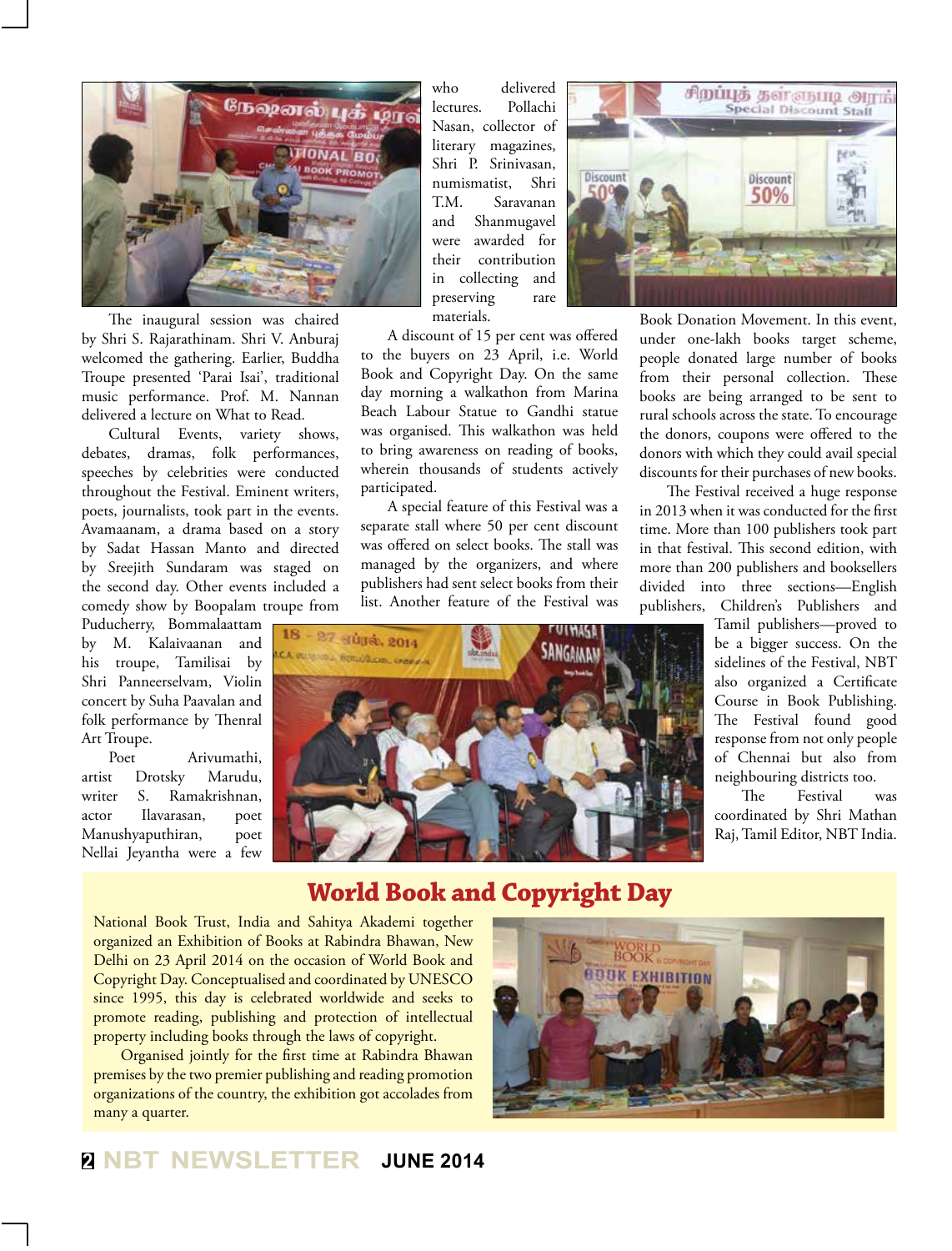The inaugural session was chaired by Shri S. Rajarathinam. Shri V. Anburaj welcomed the gathering. Earlier, Buddha Troupe presented 'Parai Isai', traditional music performance. Prof. M. Nannan delivered a lecture on What to Read.

Cultural Events, variety shows, debates, dramas, folk performances, speeches by celebrities were conducted throughout the Festival. Eminent writers, poets, journalists, took part in the events. Avamaanam, a drama based on a story by Sadat Hassan Manto and directed by Sreejith Sundaram was staged on the second day. Other events included a comedy show by Boopalam troupe from Puducherry, Bommalaattam by M. Kalaivaanan and his troupe, Tamilisai by Shri Panneerselvam, Violin concert by Suha Paavalan and folk performance by Thenral Art Troupe.

Poet Arivumathi, artist Drotsky Marudu, writer S. Ramakrishnan, actor Ilavarasan, poet Manushyaputhiran, poet Nellai Jeyantha were a few who delivered lectures. Pollachi Nasan, collector of literary magazines, Shri P. Srinivasan, numismatist, Shri T.M. Saravanan and Shanmugavel were awarded for their contribution in collecting and preserving rare materials.

A discount of 15 per cent was offered to the buyers on 23 April, i.e. World Book and Copyright Day. On the same day morning a walkathon from Marina Beach Labour Statue to Gandhi statue was organised. This walkathon was held to bring awareness on reading of books, wherein thousands of students actively participated.

A special feature of this Festival was a separate stall where 50 per cent discount was offered on select books. The stall was managed by the organizers, and where publishers had sent select books from their list. Another feature of the Festival was Book Donation Movement. In this event, under one-lakh books target scheme, people donated large number of books from their personal collection. These books are being arranged to be sent to rural schools across the state. To encourage the donors, coupons were offered to the donors with which they could avail special discounts for their purchases of new books.

The Festival received a huge response in 2013 when it was conducted for the first time. More than 100 publishers took part in that festival. This second edition, with more than 200 publishers and booksellers divided into three sections—English publishers, Children's Publishers and Tamil publishers—proved to be a bigger success. On the sidelines of the Festival, NBT also organized a Certificate Course in Book Publishing. The Festival found good response from not only people of Chennai but also from neighbouring districts too.

The Festival was coordinated by Shri Mathan Raj, Tamil Editor, NBT India.

## World Book and Copyright Day

National Book Trust, India and Sahitya Akademi together organized an Exhibition of Books at Rabindra Bhawan, New Delhi on 23 April 2014 on the occasion of World Book and Copyright Day. Conceptualised and coordinated by UNESCO since 1995, this day is celebrated worldwide and seeks to promote reading, publishing and protection of intellectual property including books through the laws of copyright.

Organised jointly for the first time at Rabindra Bhawan premises by the two premier publishing and reading promotion organizations of the country, the exhibition got accolades from many a quarter.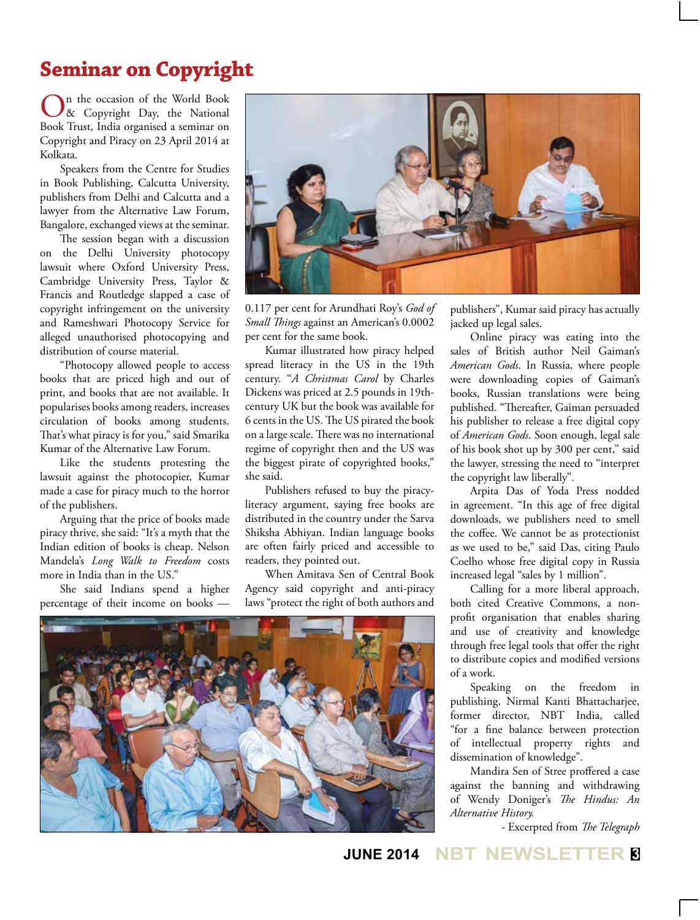# Seminar on Copyright

On the occasion of the World Book & Copyright Day, the National Book Trust, India organised a seminar on Copyright and Piracy on 23 April 2014 at Kolkata.

Speakers from the Centre for Studies in Book Publishing, Calcutta University, publishers from Delhi and Calcutta and a lawyer from the Alternative Law Forum, Bangalore, exchanged views at the seminar.

The session began with a discussion on the Delhi University photocopy lawsuit where Oxford University Press, Cambridge University Press, Taylor & Francis and Routledge slapped a case of copyright infringement on the university and Rameshwari Photocopy Service for alleged unauthorised photocopying and distribution of course material.

"Photocopy allowed people to access books that are priced high and out of print, and books that are not available. It popularises books among readers, increases circulation of books among students. That's what piracy is for you," said Smarika Kumar of the Alternative Law Forum.

Like the students protesting the lawsuit against the photocopier, Kumar made a case for piracy much to the horror of the publishers.

Arguing that the price of books made piracy thrive, she said: "It's a myth that the Indian edition of books is cheap. Nelson Mandela's *Long Walk to Freedom* costs more in India than in the US."

She said Indians spend a higher percentage of their income on books — 0.117 per cent for Arundhati Roy's *God of Small Things* against an American's 0.0002 per cent for the same book.

Kumar illustrated how piracy helped spread literacy in the US in the 19th century. "*A Christmas Carol* by Charles Dickens was priced at 2.5 pounds in 19th-century UK but the book was available for 6 cents in the US. The US pirated the book on a large scale. There was no international regime of copyright then and the US was the biggest pirate of copyrighted books," she said.

Publishers refused to buy the piracy-literacy argument, saying free books are distributed in the country under the Sarva Shiksha Abhiyan. Indian language books are often fairly priced and accessible to readers, they pointed out.

When Amitava Sen of Central Book Agency said copyright and anti-piracy laws "protect the right of both authors and publishers", Kumar said piracy has actually jacked up legal sales.

Online piracy was eating into the sales of British author Neil Gaiman's *American Gods*. In Russia, where people were downloading copies of Gaiman's books, Russian translations were being published. "Thereafter, Gaiman persuaded his publisher to release a free digital copy of *American Gods*. Soon enough, legal sale of his book shot up by 300 per cent," said the lawyer, stressing the need to "interpret the copyright law liberally".

Arpita Das of Yoda Press nodded in agreement. "In this age of free digital downloads, we publishers need to smell the coffee. We cannot be as protectionist as we used to be," said Das, citing Paulo Coelho whose free digital copy in Russia increased legal "sales by 1 million".

Calling for a more liberal approach, both cited Creative Commons, a non-profit organisation that enables sharing and use of creativity and knowledge through free legal tools that offer the right to distribute copies and modified versions of a work.

Speaking on the freedom in publishing, Nirmal Kanti Bhattacharjee, former director, NBT India, called "for a fine balance between protection of intellectual property rights and dissemination of knowledge".

Mandira Sen of Stree proffered a case against the banning and withdrawing of Wendy Doniger's *The Hindus: An Alternative History.*

- Excerpted from *The Telegraph*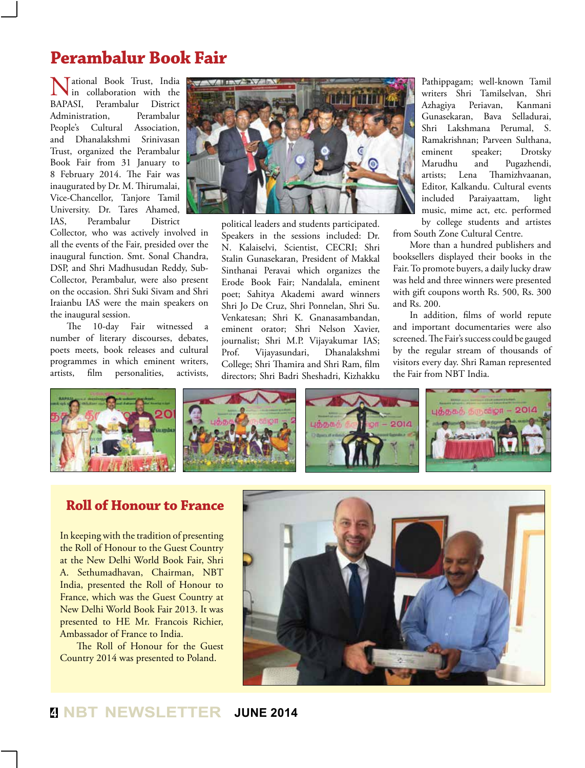## Perambalur Book Fair

National Book Trust, India in collaboration with the BAPASI, Perambalur District Administration, Perambalur People's Cultural Association, and Dhanalakshmi Srinivasan Trust, organized the Perambalur Book Fair from 31 January to 8 February 2014. The Fair was inaugurated by Dr. M. Thirumalai, Vice-Chancellor, Tanjore Tamil University. Dr. Tares Ahamed, IAS, Perambalur District Collector, who was actively involved in all the events of the Fair, presided over the inaugural function. Smt. Sonal Chandra, DSP, and Shri Madhusudan Reddy, Sub-Collector, Perambalur, were also present on the occasion. Shri Suki Sivam and Shri Iraianbu IAS were the main speakers on the inaugural session.

The 10-day Fair witnessed a number of literary discourses, debates, poets meets, book releases and cultural programmes in which eminent writers, artists, film personalities, activists, political leaders and students participated. Speakers in the sessions included: Dr. N. Kalaiselvi, Scientist, CECRI; Shri Stalin Gunasekaran, President of Makkal Sinthanai Peravai which organizes the Erode Book Fair; Nandalala, eminent poet; Sahitya Akademi award winners Shri Jo De Cruz, Shri Ponnelan, Shri Su. Venkatesan; Shri K. Gnanasambandan, eminent orator; Shri Nelson Xavier, journalist; Shri M.P. Vijayakumar IAS; Prof. Vijayasundari, Dhanalakshmi College; Shri Thamira and Shri Ram, film directors; Shri Badri Sheshadri, Kizhakku Pathippagam; well-known Tamil writers Shri Tamilselvan, Shri Azhagiya Periavan, Kanmani Gunasekaran, Bava Selladurai, Shri Lakshmana Perumal, S. Ramakrishnan; Parveen Sulthana, eminent speaker; Drotsky Marudhu and Pugazhendi, artists; Lena Thamizhvaanan, Editor, Kalkandu. Cultural events included Paraiyaattam, light music, mime act, etc. performed by college students and artistes from South Zone Cultural Centre.

More than a hundred publishers and booksellers displayed their books in the Fair. To promote buyers, a daily lucky draw was held and three winners were presented with gift coupons worth Rs. 500, Rs. 300 and Rs. 200.

In addition, films of world repute and important documentaries were also screened. The Fair's success could be gauged by the regular stream of thousands of visitors every day. Shri Raman represented the Fair from NBT India.

## Roll of Honour to France

In keeping with the tradition of presenting the Roll of Honour to the Guest Country at the New Delhi World Book Fair, Shri A. Sethumadhavan, Chairman, NBT India, presented the Roll of Honour to France, which was the Guest Country at New Delhi World Book Fair 2013. It was presented to HE Mr. Francois Richier, Ambassador of France to India.

The Roll of Honour for the Guest Country 2014 was presented to Poland.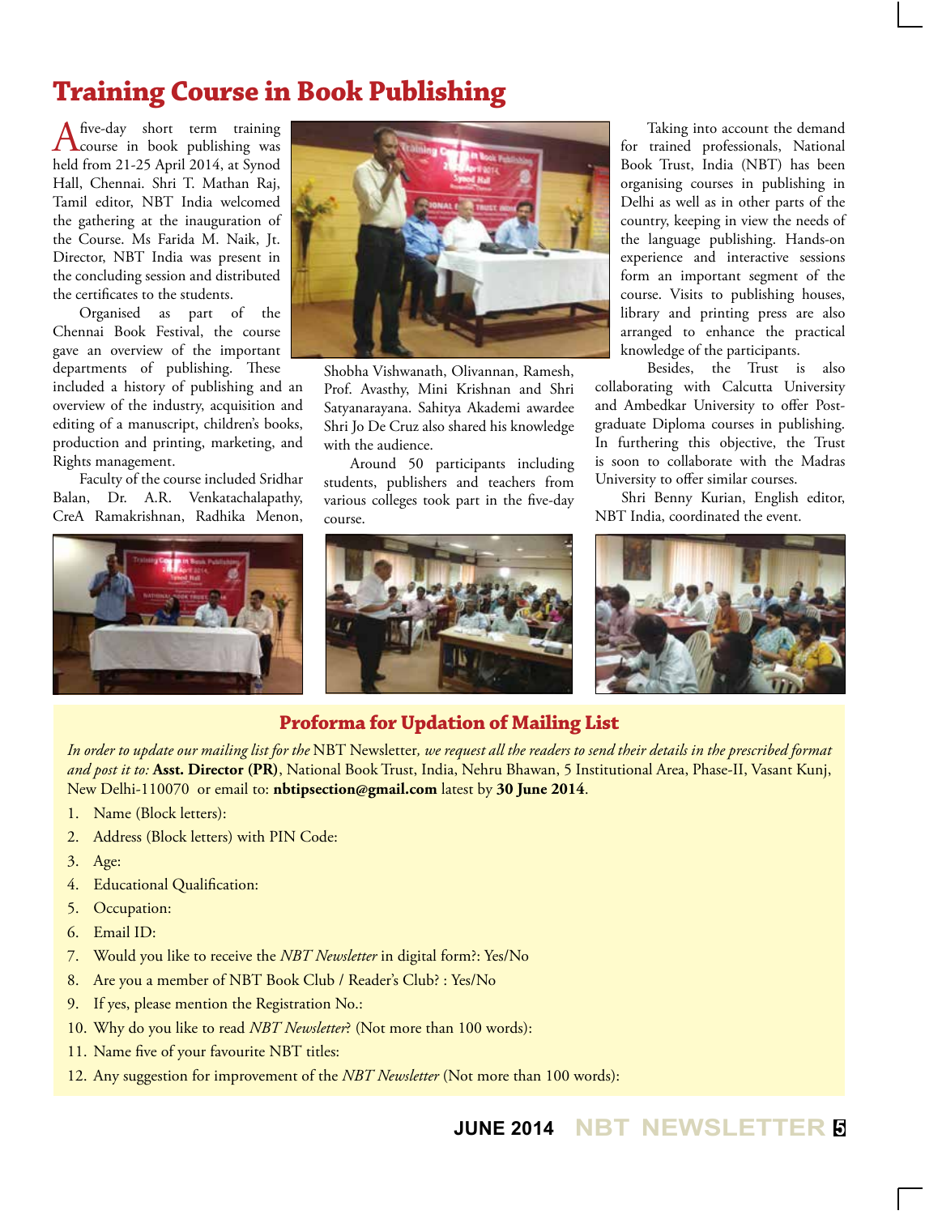# Training Course in Book Publishing

A five-day short term training course in book publishing was held from 21-25 April 2014, at Synod Hall, Chennai. Shri T. Mathan Raj, Tamil editor, NBT India welcomed the gathering at the inauguration of the Course. Ms Farida M. Naik, Jt. Director, NBT India was present in the concluding session and distributed the certificates to the students.

Organised as part of the Chennai Book Festival, the course gave an overview of the important departments of publishing. These included a history of publishing and an overview of the industry, acquisition and editing of a manuscript, children's books, production and printing, marketing, and Rights management.

Faculty of the course included Sridhar Balan, Dr. A.R. Venkatachalapathy, CreA Ramakrishnan, Radhika Menon, Shobha Vishwanath, Olivannan, Ramesh, Prof. Avasthy, Mini Krishnan and Shri Satyanarayana. Sahitya Akademi awardee Shri Jo De Cruz also shared his knowledge with the audience.

Around 50 participants including students, publishers and teachers from various colleges took part in the five-day course.

Taking into account the demand for trained professionals, National Book Trust, India (NBT) has been organising courses in publishing in Delhi as well as in other parts of the country, keeping in view the needs of the language publishing. Hands-on experience and interactive sessions form an important segment of the course. Visits to publishing houses, library and printing press are also arranged to enhance the practical knowledge of the participants.

Besides, the Trust is also collaborating with Calcutta University and Ambedkar University to offer Post-graduate Diploma courses in publishing. In furthering this objective, the Trust is soon to collaborate with the Madras University to offer similar courses.

Shri Benny Kurian, English editor, NBT India, coordinated the event.

## Proforma for Updation of Mailing List

*In order to update our mailing list for the* NBT Newsletter, *we request all the readers to send their details in the prescribed format and post it to:* **Asst. Director (PR)**, National Book Trust, India, Nehru Bhawan, 5 Institutional Area, Phase-II, Vasant Kunj, New Delhi-110070 or email to: **nbtipsection@gmail.com** latest by **30 June 2014**.

1. Name (Block letters):
2. Address (Block letters) with PIN Code:
3. Age:
4. Educational Qualification:
5. Occupation:
6. Email ID:
7. Would you like to receive the *NBT Newsletter* in digital form?: Yes/No
8. Are you a member of NBT Book Club / Reader's Club? : Yes/No
9. If yes, please mention the Registration No.:
10. Why do you like to read *NBT Newsletter*? (Not more than 100 words):
11. Name five of your favourite NBT titles:
12. Any suggestion for improvement of the *NBT Newsletter* (Not more than 100 words):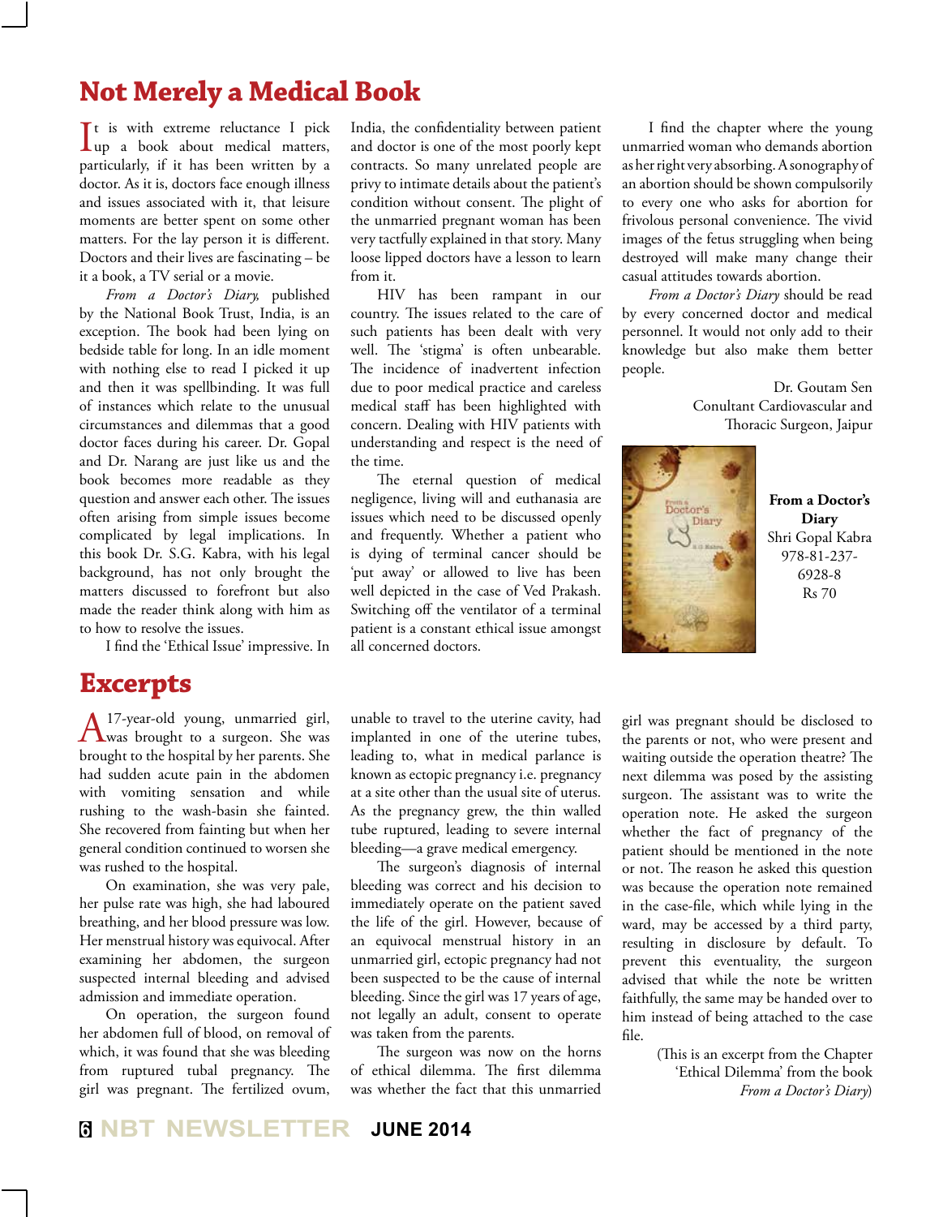# Not Merely a Medical Book

It is with extreme reluctance I pick up a book about medical matters, particularly, if it has been written by a doctor. As it is, doctors face enough illness and issues associated with it, that leisure moments are better spent on some other matters. For the lay person it is different. Doctors and their lives are fascinating – be it a book, a TV serial or a movie.

*From a Doctor's Diary,* published by the National Book Trust, India, is an exception. The book had been lying on bedside table for long. In an idle moment with nothing else to read I picked it up and then it was spellbinding. It was full of instances which relate to the unusual circumstances and dilemmas that a good doctor faces during his career. Dr. Gopal and Dr. Narang are just like us and the book becomes more readable as they question and answer each other. The issues often arising from simple issues become complicated by legal implications. In this book Dr. S.G. Kabra, with his legal background, has not only brought the matters discussed to forefront but also made the reader think along with him as to how to resolve the issues.

I find the 'Ethical Issue' impressive. In India, the confidentiality between patient and doctor is one of the most poorly kept contracts. So many unrelated people are privy to intimate details about the patient's condition without consent. The plight of the unmarried pregnant woman has been very tactfully explained in that story. Many loose lipped doctors have a lesson to learn from it.

HIV has been rampant in our country. The issues related to the care of such patients has been dealt with very well. The 'stigma' is often unbearable. The incidence of inadvertent infection due to poor medical practice and careless medical staff has been highlighted with concern. Dealing with HIV patients with understanding and respect is the need of the time.

The eternal question of medical negligence, living will and euthanasia are issues which need to be discussed openly and frequently. Whether a patient who is dying of terminal cancer should be 'put away' or allowed to live has been well depicted in the case of Ved Prakash. Switching off the ventilator of a terminal patient is a constant ethical issue amongst all concerned doctors.

I find the chapter where the young unmarried woman who demands abortion as her right very absorbing. A sonography of an abortion should be shown compulsorily to every one who asks for abortion for frivolous personal convenience. The vivid images of the fetus struggling when being destroyed will make many change their casual attitudes towards abortion.

*From a Doctor's Diary* should be read by every concerned doctor and medical personnel. It would not only add to their knowledge but also make them better people.

Dr. Goutam Sen
Conultant Cardiovascular and Thoracic Surgeon, Jaipur

**From a Doctor's Diary**
Shri Gopal Kabra
978-81-237-6928-8
Rs 70

# Excerpts

A 17-year-old young, unmarried girl, was brought to a surgeon. She was brought to the hospital by her parents. She had sudden acute pain in the abdomen with vomiting sensation and while rushing to the wash-basin she fainted. She recovered from fainting but when her general condition continued to worsen she was rushed to the hospital.

On examination, she was very pale, her pulse rate was high, she had laboured breathing, and her blood pressure was low. Her menstrual history was equivocal. After examining her abdomen, the surgeon suspected internal bleeding and advised admission and immediate operation.

On operation, the surgeon found her abdomen full of blood, on removal of which, it was found that she was bleeding from ruptured tubal pregnancy. The girl was pregnant. The fertilized ovum, unable to travel to the uterine cavity, had implanted in one of the uterine tubes, leading to, what in medical parlance is known as ectopic pregnancy i.e. pregnancy at a site other than the usual site of uterus. As the pregnancy grew, the thin walled tube ruptured, leading to severe internal bleeding—a grave medical emergency.

The surgeon's diagnosis of internal bleeding was correct and his decision to immediately operate on the patient saved the life of the girl. However, because of an equivocal menstrual history in an unmarried girl, ectopic pregnancy had not been suspected to be the cause of internal bleeding. Since the girl was 17 years of age, not legally an adult, consent to operate was taken from the parents.

The surgeon was now on the horns of ethical dilemma. The first dilemma was whether the fact that this unmarried girl was pregnant should be disclosed to the parents or not, who were present and waiting outside the operation theatre? The next dilemma was posed by the assisting surgeon. The assistant was to write the operation note. He asked the surgeon whether the fact of pregnancy of the patient should be mentioned in the note or not. The reason he asked this question was because the operation note remained in the case-file, which while lying in the ward, may be accessed by a third party, resulting in disclosure by default. To prevent this eventuality, the surgeon advised that while the note be written faithfully, the same may be handed over to him instead of being attached to the case file.

(This is an excerpt from the Chapter 'Ethical Dilemma' from the book *From a Doctor's Diary*)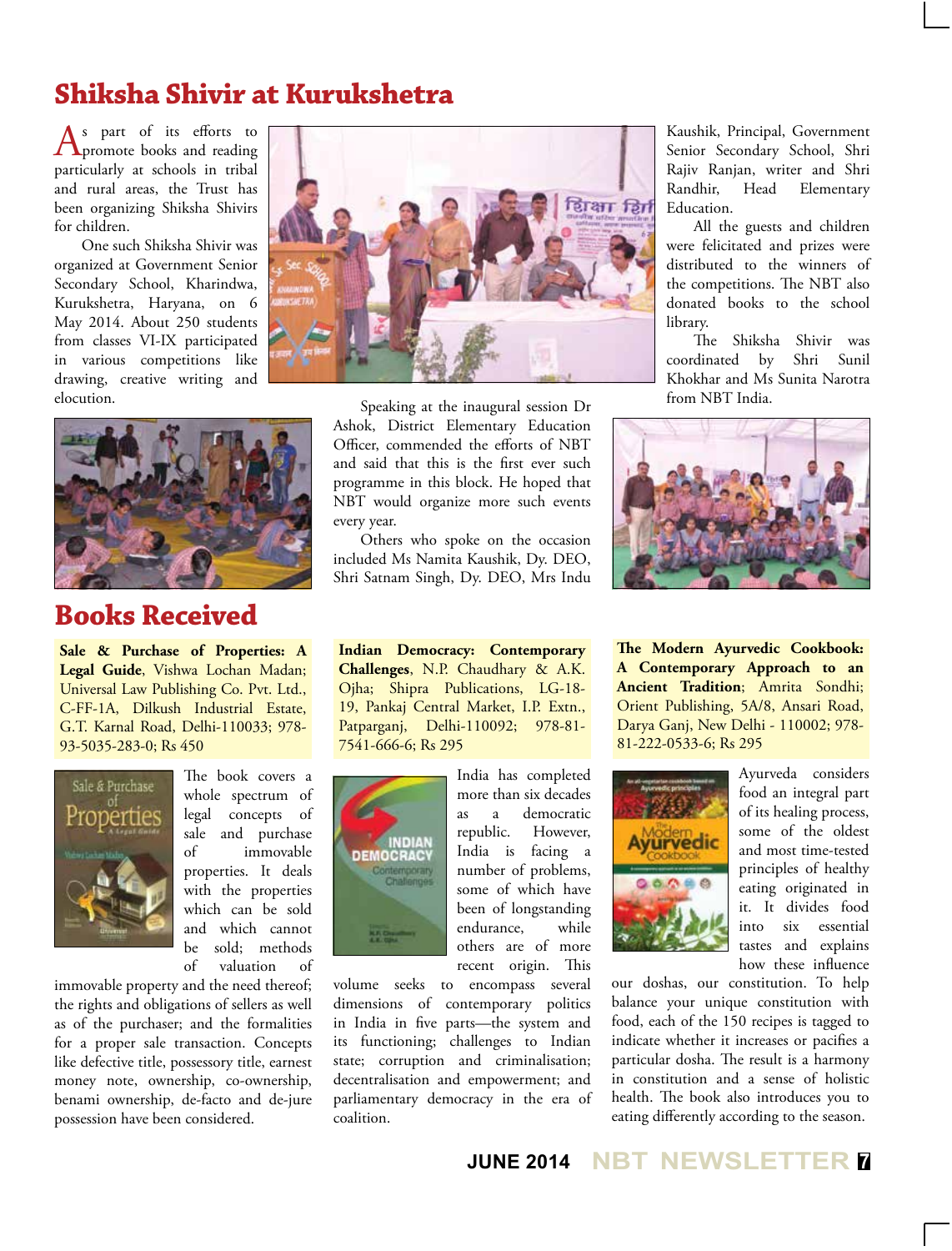# Shiksha Shivir at Kurukshetra

As part of its efforts to promote books and reading particularly at schools in tribal and rural areas, the Trust has been organizing Shiksha Shivirs for children.

One such Shiksha Shivir was organized at Government Senior Secondary School, Kharindwa, Kurukshetra, Haryana, on 6 May 2014. About 250 students from classes VI-IX participated in various competitions like drawing, creative writing and elocution.

Speaking at the inaugural session Dr Ashok, District Elementary Education Officer, commended the efforts of NBT and said that this is the first ever such programme in this block. He hoped that NBT would organize more such events every year.

Others who spoke on the occasion included Ms Namita Kaushik, Dy. DEO, Shri Satnam Singh, Dy. DEO, Mrs Indu Kaushik, Principal, Government Senior Secondary School, Shri Rajiv Ranjan, writer and Shri Randhir, Head Elementary Education.

All the guests and children were felicitated and prizes were distributed to the winners of the competitions. The NBT also donated books to the school library.

The Shiksha Shivir was coordinated by Shri Sunil Khokhar and Ms Sunita Narotra from NBT India.

# Books Received

**Sale & Purchase of Properties: A Legal Guide**, Vishwa Lochan Madan; Universal Law Publishing Co. Pvt. Ltd., C-FF-1A, Dilkush Industrial Estate, G.T. Karnal Road, Delhi-110033; 978-93-5035-283-0; Rs 450

The book covers a whole spectrum of legal concepts of sale and purchase of immovable properties. It deals with the properties which can be sold and which cannot be sold; methods of valuation of immovable property and the need thereof; the rights and obligations of sellers as well as of the purchaser; and the formalities for a proper sale transaction. Concepts like defective title, possessory title, earnest money note, ownership, co-ownership, benami ownership, de-facto and de-jure possession have been considered.

**Indian Democracy: Contemporary Challenges**, N.P. Chaudhary & A.K. Ojha; Shipra Publications, LG-18-19, Pankaj Central Market, I.P. Extn., Patparganj, Delhi-110092; 978-81-7541-666-6; Rs 295

India has completed more than six decades as a democratic republic. However, India is facing a number of problems, some of which have been of longstanding endurance, while others are of more recent origin. This volume seeks to encompass several dimensions of contemporary politics in India in five parts—the system and its functioning; challenges to Indian state; corruption and criminalisation; decentralisation and empowerment; and parliamentary democracy in the era of coalition.

**The Modern Ayurvedic Cookbook: A Contemporary Approach to an Ancient Tradition**; Amrita Sondhi; Orient Publishing, 5A/8, Ansari Road, Darya Ganj, New Delhi - 110002; 978-81-222-0533-6; Rs 295

Ayurveda considers food an integral part of its healing process, some of the oldest and most time-tested principles of healthy eating originated in it. It divides food into six essential tastes and explains how these influence our doshas, our constitution. To help balance your unique constitution with food, each of the 150 recipes is tagged to indicate whether it increases or pacifies a particular dosha. The result is a harmony in constitution and a sense of holistic health. The book also introduces you to eating differently according to the season.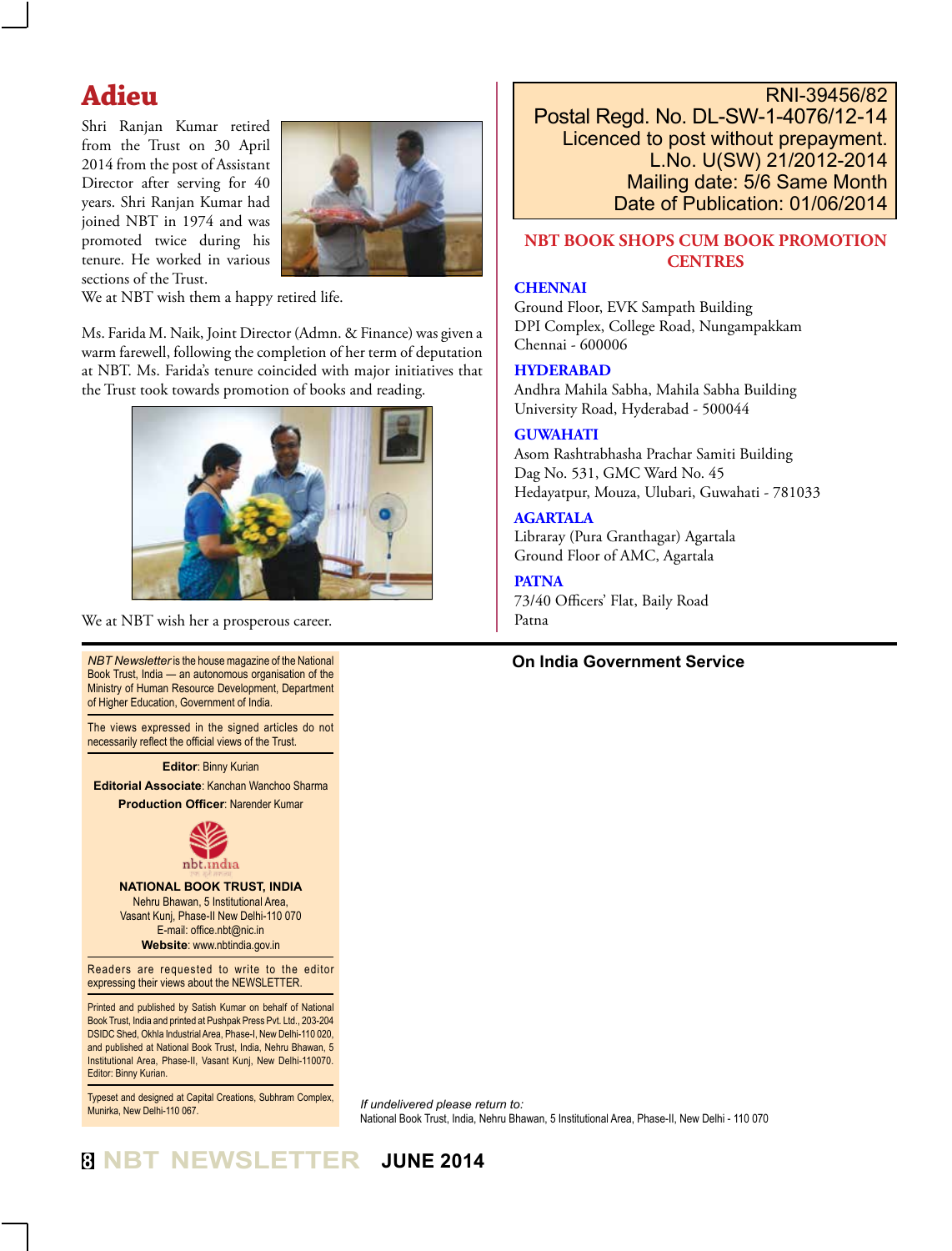# Adieu

Shri Ranjan Kumar retired from the Trust on 30 April 2014 from the post of Assistant Director after serving for 40 years. Shri Ranjan Kumar had joined NBT in 1974 and was promoted twice during his tenure. He worked in various sections of the Trust.

We at NBT wish them a happy retired life.

Ms. Farida M. Naik, Joint Director (Admn. & Finance) was given a warm farewell, following the completion of her term of deputation at NBT. Ms. Farida's tenure coincided with major initiatives that the Trust took towards promotion of books and reading.

We at NBT wish her a prosperous career.

RNI-39456/82
Postal Regd. No. DL-SW-1-4076/12-14
Licenced to post without prepayment.
L.No. U(SW) 21/2012-2014
Mailing date: 5/6 Same Month
Date of Publication: 01/06/2014

## NBT BOOK SHOPS CUM BOOK PROMOTION CENTRES

**CHENNAI**
Ground Floor, EVK Sampath Building
DPI Complex, College Road, Nungampakkam
Chennai - 600006

**HYDERABAD**
Andhra Mahila Sabha, Mahila Sabha Building
University Road, Hyderabad - 500044

**GUWAHATI**
Asom Rashtrabhasha Prachar Samiti Building
Dag No. 531, GMC Ward No. 45
Hedayatpur, Mouza, Ulubari, Guwahati - 781033

**AGARTALA**
Libraray (Pura Granthagar) Agartala
Ground Floor of AMC, Agartala

**PATNA**
73/40 Officers' Flat, Baily Road
Patna

*NBT Newsletter* is the house magazine of the National Book Trust, India — an autonomous organisation of the Ministry of Human Resource Development, Department of Higher Education, Government of India.

The views expressed in the signed articles do not necessarily reflect the official views of the Trust.

**Editor**: Binny Kurian
**Editorial Associate**: Kanchan Wanchoo Sharma
**Production Officer**: Narender Kumar

**NATIONAL BOOK TRUST, INDIA**
Nehru Bhawan, 5 Institutional Area,
Vasant Kunj, Phase-II New Delhi-110 070
E-mail: office.nbt@nic.in
**Website**: www.nbtindia.gov.in

Readers are requested to write to the editor expressing their views about the NEWSLETTER.

Printed and published by Satish Kumar on behalf of National Book Trust, India and printed at Pushpak Press Pvt. Ltd., 203-204 DSIDC Shed, Okhla Industrial Area, Phase-I, New Delhi-110 020, and published at National Book Trust, India, Nehru Bhawan, 5 Institutional Area, Phase-II, Vasant Kunj, New Delhi-110070. Editor: Binny Kurian.

Typeset and designed at Capital Creations, Subhram Complex, Munirka, New Delhi-110 067.

**On India Government Service**

*If undelivered please return to:*
National Book Trust, India, Nehru Bhawan, 5 Institutional Area, Phase-II, New Delhi - 110 070